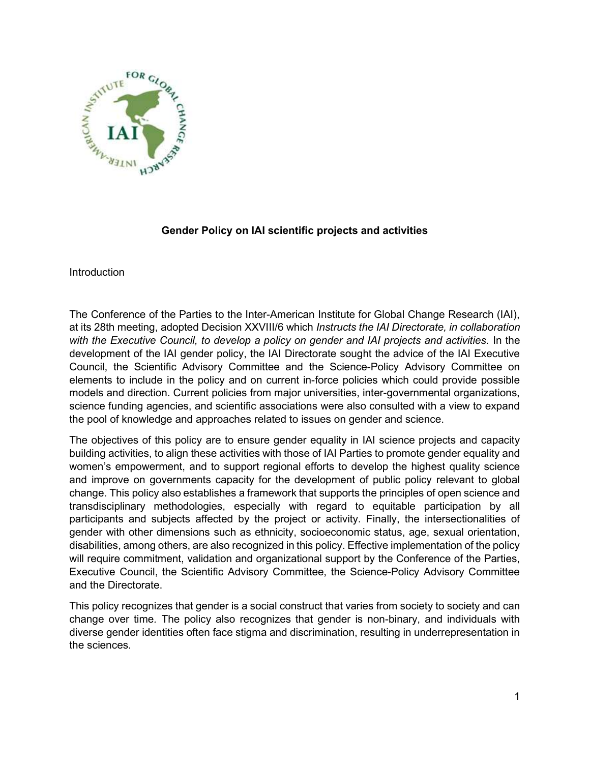**Gender Policy on IAI scientific projects and activities**

Introduction

The Conference of the Parties to the Inter-American Institute for Global Change Research (IAI), at its 28th meeting, adopted Decision XXVIII/6 which *Instructs the IAI Directorate, in collaboration with the Executive Council, to develop a policy on gender and IAI projects and activities.* In the development of the IAI gender policy, the IAI Directorate sought the advice of the IAI Executive Council, the Scientific Advisory Committee and the Science-Policy Advisory Committee on elements to include in the policy and on current in-force policies which could provide possible models and direction. Current policies from major universities, inter-governmental organizations, science funding agencies, and scientific associations were also consulted with a view to expand the pool of knowledge and approaches related to issues on gender and science.

The objectives of this policy are to ensure gender equality in IAI science projects and capacity building activities, to align these activities with those of IAI Parties to promote gender equality and women's empowerment, and to support regional efforts to develop the highest quality science and improve on governments capacity for the development of public policy relevant to global change. This policy also establishes a framework that supports the principles of open science and transdisciplinary methodologies, especially with regard to equitable participation by all participants and subjects affected by the project or activity. Finally, the intersectionalities of gender with other dimensions such as ethnicity, socioeconomic status, age, sexual orientation, disabilities, among others, are also recognized in this policy. Effective implementation of the policy will require commitment, validation and organizational support by the Conference of the Parties, Executive Council, the Scientific Advisory Committee, the Science-Policy Advisory Committee and the Directorate.

This policy recognizes that gender is a social construct that varies from society to society and can change over time. The policy also recognizes that gender is non-binary, and individuals with diverse gender identities often face stigma and discrimination, resulting in underrepresentation in the sciences.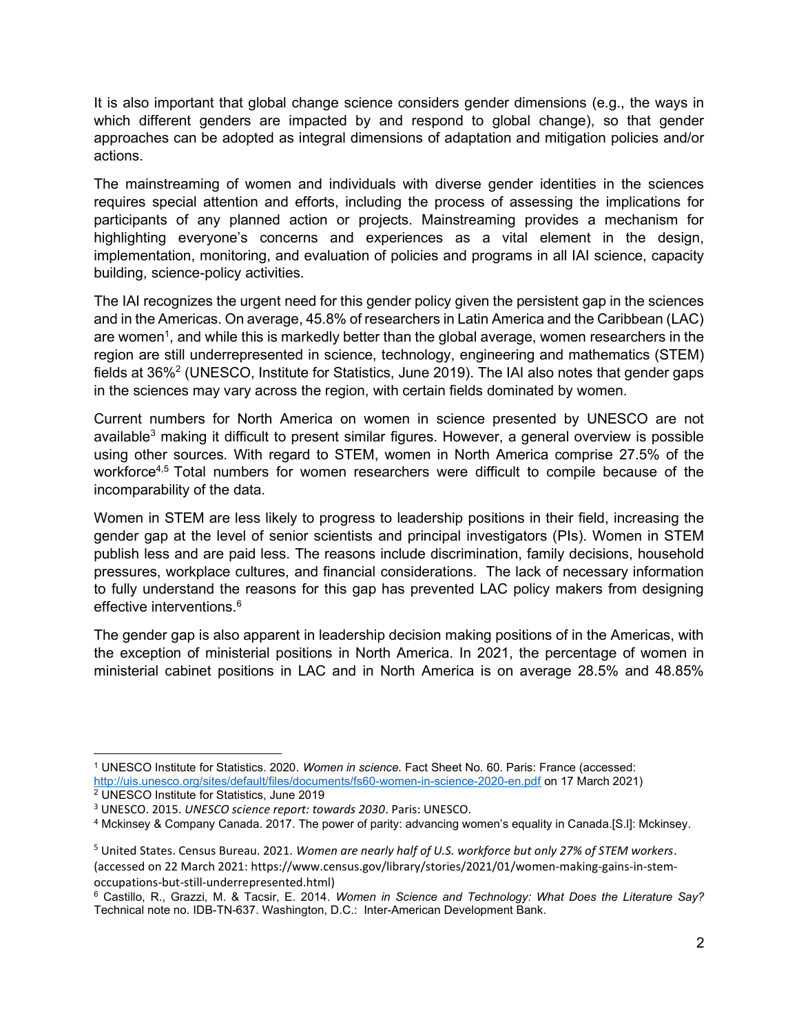It is also important that global change science considers gender dimensions (e.g., the ways in which different genders are impacted by and respond to global change), so that gender approaches can be adopted as integral dimensions of adaptation and mitigation policies and/or actions.

The mainstreaming of women and individuals with diverse gender identities in the sciences requires special attention and efforts, including the process of assessing the implications for participants of any planned action or projects. Mainstreaming provides a mechanism for highlighting everyone's concerns and experiences as a vital element in the design, implementation, monitoring, and evaluation of policies and programs in all IAI science, capacity building, science-policy activities.

The IAI recognizes the urgent need for this gender policy given the persistent gap in the sciences and in the Americas. On average, 45.8% of researchers in Latin America and the Caribbean (LAC) are women[1], and while this is markedly better than the global average, women researchers in the region are still underrepresented in science, technology, engineering and mathematics (STEM) fields at 36%[2] (UNESCO, Institute for Statistics, June 2019). The IAI also notes that gender gaps in the sciences may vary across the region, with certain fields dominated by women.

Current numbers for North America on women in science presented by UNESCO are not available[3] making it difficult to present similar figures. However, a general overview is possible using other sources. With regard to STEM, women in North America comprise 27.5% of the workforce[4,5] Total numbers for women researchers were difficult to compile because of the incomparability of the data.

Women in STEM are less likely to progress to leadership positions in their field, increasing the gender gap at the level of senior scientists and principal investigators (PIs). Women in STEM publish less and are paid less. The reasons include discrimination, family decisions, household pressures, workplace cultures, and financial considerations. The lack of necessary information to fully understand the reasons for this gap has prevented LAC policy makers from designing effective interventions.[6]

The gender gap is also apparent in leadership decision making positions of in the Americas, with the exception of ministerial positions in North America. In 2021, the percentage of women in ministerial cabinet positions in LAC and in North America is on average 28.5% and 48.85%

---

[1] UNESCO Institute for Statistics. 2020. *Women in science.* Fact Sheet No. 60. Paris: France (accessed: http://uis.unesco.org/sites/default/files/documents/fs60-women-in-science-2020-en.pdf on 17 March 2021)

[2] UNESCO Institute for Statistics, June 2019

[3] UNESCO. 2015. *UNESCO science report: towards 2030*. Paris: UNESCO.

[4] Mckinsey & Company Canada. 2017. The power of parity: advancing women's equality in Canada.[S.l]: Mckinsey.

[5] United States. Census Bureau. 2021. *Women are nearly half of U.S. workforce but only 27% of STEM workers*. (accessed on 22 March 2021: https://www.census.gov/library/stories/2021/01/women-making-gains-in-stem-occupations-but-still-underrepresented.html)

[6] Castillo, R., Grazzi, M. & Tacsir, E. 2014. *Women in Science and Technology: What Does the Literature Say?* Technical note no. IDB-TN-637. Washington, D.C.: Inter-American Development Bank.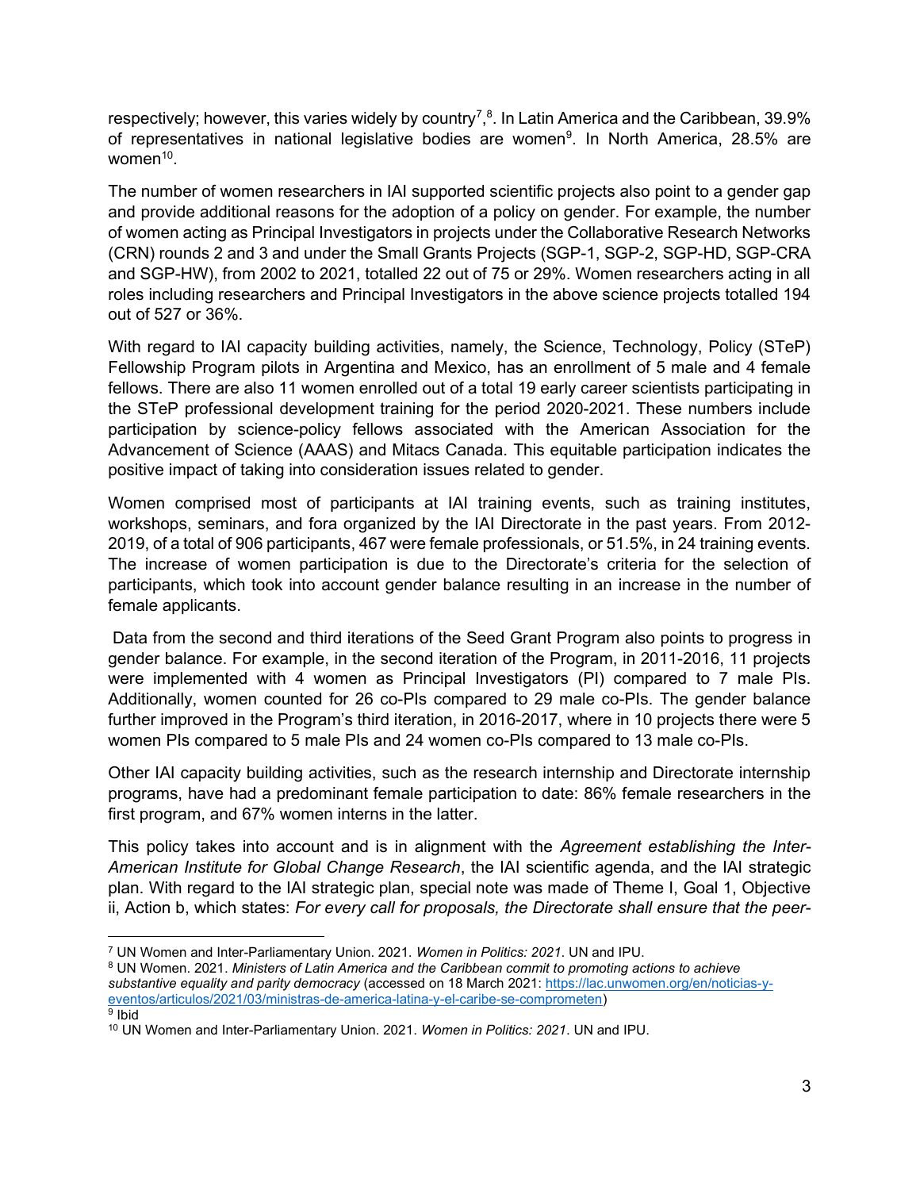respectively; however, this varies widely by country[7],[8]. In Latin America and the Caribbean, 39.9% of representatives in national legislative bodies are women[9]. In North America, 28.5% are women[10].

The number of women researchers in IAI supported scientific projects also point to a gender gap and provide additional reasons for the adoption of a policy on gender. For example, the number of women acting as Principal Investigators in projects under the Collaborative Research Networks (CRN) rounds 2 and 3 and under the Small Grants Projects (SGP-1, SGP-2, SGP-HD, SGP-CRA and SGP-HW), from 2002 to 2021, totalled 22 out of 75 or 29%. Women researchers acting in all roles including researchers and Principal Investigators in the above science projects totalled 194 out of 527 or 36%.

With regard to IAI capacity building activities, namely, the Science, Technology, Policy (STeP) Fellowship Program pilots in Argentina and Mexico, has an enrollment of 5 male and 4 female fellows. There are also 11 women enrolled out of a total 19 early career scientists participating in the STeP professional development training for the period 2020-2021. These numbers include participation by science-policy fellows associated with the American Association for the Advancement of Science (AAAS) and Mitacs Canada. This equitable participation indicates the positive impact of taking into consideration issues related to gender.

Women comprised most of participants at IAI training events, such as training institutes, workshops, seminars, and fora organized by the IAI Directorate in the past years. From 2012-2019, of a total of 906 participants, 467 were female professionals, or 51.5%, in 24 training events. The increase of women participation is due to the Directorate's criteria for the selection of participants, which took into account gender balance resulting in an increase in the number of female applicants.

Data from the second and third iterations of the Seed Grant Program also points to progress in gender balance. For example, in the second iteration of the Program, in 2011-2016, 11 projects were implemented with 4 women as Principal Investigators (PI) compared to 7 male PIs. Additionally, women counted for 26 co-PIs compared to 29 male co-PIs. The gender balance further improved in the Program's third iteration, in 2016-2017, where in 10 projects there were 5 women PIs compared to 5 male PIs and 24 women co-PIs compared to 13 male co-PIs.

Other IAI capacity building activities, such as the research internship and Directorate internship programs, have had a predominant female participation to date: 86% female researchers in the first program, and 67% women interns in the latter.

This policy takes into account and is in alignment with the *Agreement establishing the Inter-American Institute for Global Change Research*, the IAI scientific agenda, and the IAI strategic plan. With regard to the IAI strategic plan, special note was made of Theme I, Goal 1, Objective ii, Action b, which states: *For every call for proposals, the Directorate shall ensure that the peer-*

---

[7] UN Women and Inter-Parliamentary Union. 2021. *Women in Politics: 2021*. UN and IPU.

[8] UN Women. 2021. *Ministers of Latin America and the Caribbean commit to promoting actions to achieve substantive equality and parity democracy* (accessed on 18 March 2021: https://lac.unwomen.org/en/noticias-y-eventos/articulos/2021/03/ministras-de-america-latina-y-el-caribe-se-comprometen)

[9] Ibid

[10] UN Women and Inter-Parliamentary Union. 2021. *Women in Politics: 2021*. UN and IPU.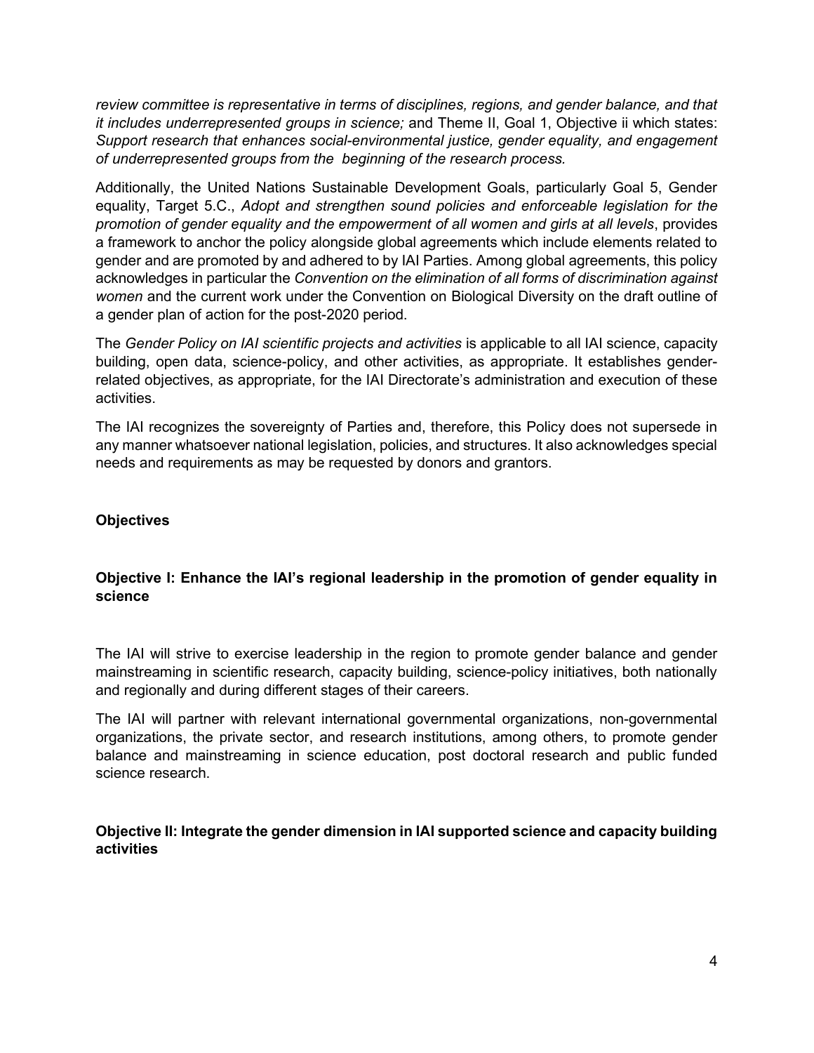*review committee is representative in terms of disciplines, regions, and gender balance, and that it includes underrepresented groups in science;* and Theme II, Goal 1, Objective ii which states: *Support research that enhances social-environmental justice, gender equality, and engagement of underrepresented groups from the beginning of the research process.*

Additionally, the United Nations Sustainable Development Goals, particularly Goal 5, Gender equality, Target 5.C., *Adopt and strengthen sound policies and enforceable legislation for the promotion of gender equality and the empowerment of all women and girls at all levels*, provides a framework to anchor the policy alongside global agreements which include elements related to gender and are promoted by and adhered to by IAI Parties. Among global agreements, this policy acknowledges in particular the *Convention on the elimination of all forms of discrimination against women* and the current work under the Convention on Biological Diversity on the draft outline of a gender plan of action for the post-2020 period.

The *Gender Policy on IAI scientific projects and activities* is applicable to all IAI science, capacity building, open data, science-policy, and other activities, as appropriate. It establishes gender-related objectives, as appropriate, for the IAI Directorate's administration and execution of these activities.

The IAI recognizes the sovereignty of Parties and, therefore, this Policy does not supersede in any manner whatsoever national legislation, policies, and structures. It also acknowledges special needs and requirements as may be requested by donors and grantors.

## Objectives

### Objective I: Enhance the IAI's regional leadership in the promotion of gender equality in science

The IAI will strive to exercise leadership in the region to promote gender balance and gender mainstreaming in scientific research, capacity building, science-policy initiatives, both nationally and regionally and during different stages of their careers.

The IAI will partner with relevant international governmental organizations, non-governmental organizations, the private sector, and research institutions, among others, to promote gender balance and mainstreaming in science education, post doctoral research and public funded science research.

### Objective II: Integrate the gender dimension in IAI supported science and capacity building activities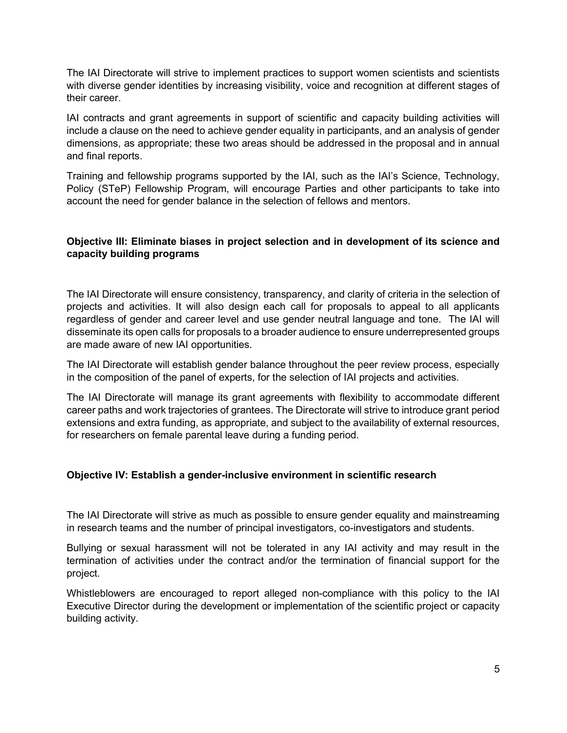The IAI Directorate will strive to implement practices to support women scientists and scientists with diverse gender identities by increasing visibility, voice and recognition at different stages of their career.

IAI contracts and grant agreements in support of scientific and capacity building activities will include a clause on the need to achieve gender equality in participants, and an analysis of gender dimensions, as appropriate; these two areas should be addressed in the proposal and in annual and final reports.

Training and fellowship programs supported by the IAI, such as the IAI's Science, Technology, Policy (STeP) Fellowship Program, will encourage Parties and other participants to take into account the need for gender balance in the selection of fellows and mentors.

**Objective III: Eliminate biases in project selection and in development of its science and capacity building programs**

The IAI Directorate will ensure consistency, transparency, and clarity of criteria in the selection of projects and activities. It will also design each call for proposals to appeal to all applicants regardless of gender and career level and use gender neutral language and tone. The IAI will disseminate its open calls for proposals to a broader audience to ensure underrepresented groups are made aware of new IAI opportunities.

The IAI Directorate will establish gender balance throughout the peer review process, especially in the composition of the panel of experts, for the selection of IAI projects and activities.

The IAI Directorate will manage its grant agreements with flexibility to accommodate different career paths and work trajectories of grantees. The Directorate will strive to introduce grant period extensions and extra funding, as appropriate, and subject to the availability of external resources, for researchers on female parental leave during a funding period.

**Objective IV: Establish a gender-inclusive environment in scientific research**

The IAI Directorate will strive as much as possible to ensure gender equality and mainstreaming in research teams and the number of principal investigators, co-investigators and students.

Bullying or sexual harassment will not be tolerated in any IAI activity and may result in the termination of activities under the contract and/or the termination of financial support for the project.

Whistleblowers are encouraged to report alleged non-compliance with this policy to the IAI Executive Director during the development or implementation of the scientific project or capacity building activity.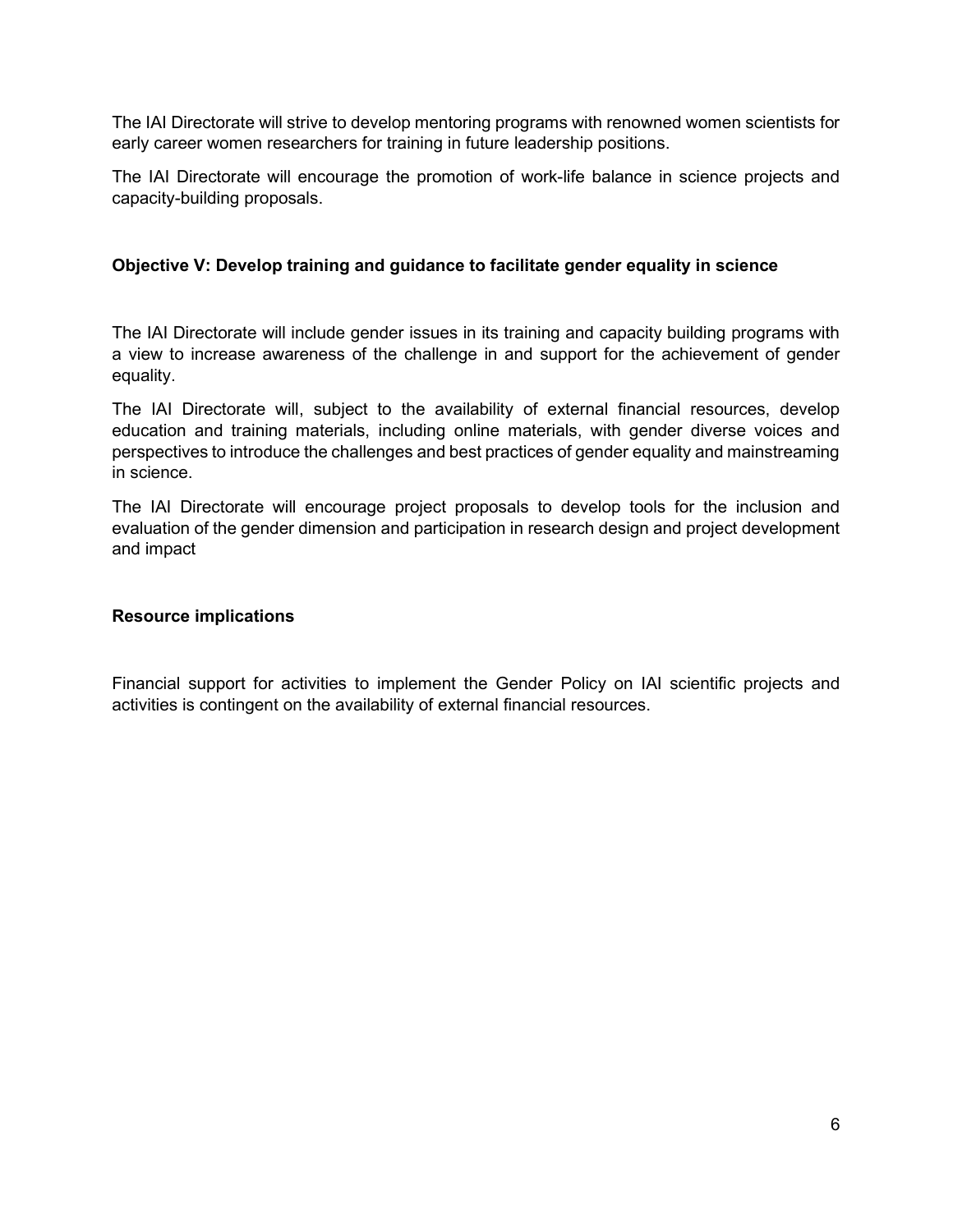The IAI Directorate will strive to develop mentoring programs with renowned women scientists for early career women researchers for training in future leadership positions.

The IAI Directorate will encourage the promotion of work-life balance in science projects and capacity-building proposals.

**Objective V: Develop training and guidance to facilitate gender equality in science**

The IAI Directorate will include gender issues in its training and capacity building programs with a view to increase awareness of the challenge in and support for the achievement of gender equality.

The IAI Directorate will, subject to the availability of external financial resources, develop education and training materials, including online materials, with gender diverse voices and perspectives to introduce the challenges and best practices of gender equality and mainstreaming in science.

The IAI Directorate will encourage project proposals to develop tools for the inclusion and evaluation of the gender dimension and participation in research design and project development and impact

**Resource implications**

Financial support for activities to implement the Gender Policy on IAI scientific projects and activities is contingent on the availability of external financial resources.